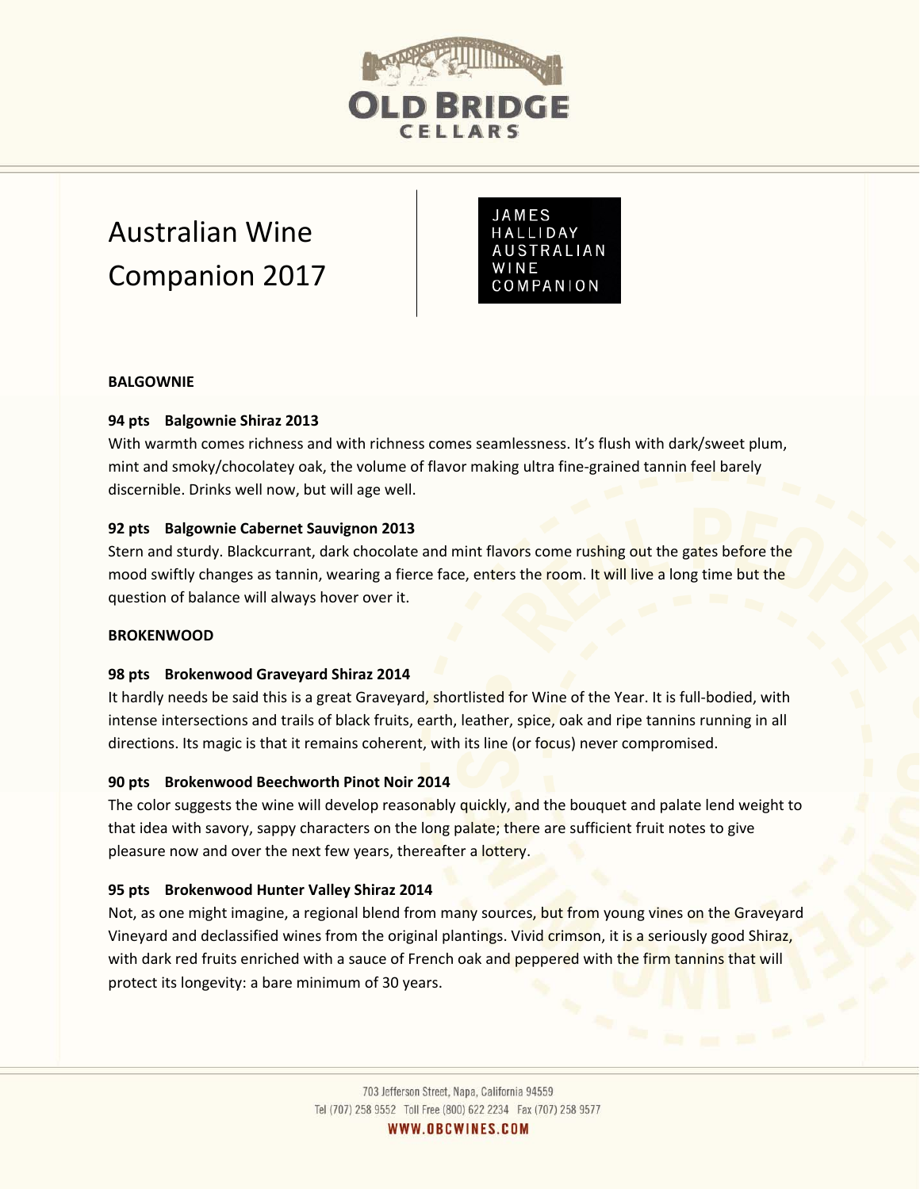# Australian Wine Companion 2017

JAMES HALLIDAY AUSTRALIAN WINE COMPANION

**BALGOWNIE**

**94 pts Balgownie Shiraz 2013**

With warmth comes richness and with richness comes seamlessness. It's flush with dark/sweet plum, mint and smoky/chocolatey oak, the volume of flavor making ultra fine-grained tannin feel barely discernible. Drinks well now, but will age well.

**92 pts Balgownie Cabernet Sauvignon 2013**

Stern and sturdy. Blackcurrant, dark chocolate and mint flavors come rushing out the gates before the mood swiftly changes as tannin, wearing a fierce face, enters the room. It will live a long time but the question of balance will always hover over it.

**BROKENWOOD**

**98 pts Brokenwood Graveyard Shiraz 2014**

It hardly needs be said this is a great Graveyard, shortlisted for Wine of the Year. It is full-bodied, with intense intersections and trails of black fruits, earth, leather, spice, oak and ripe tannins running in all directions. Its magic is that it remains coherent, with its line (or focus) never compromised.

**90 pts Brokenwood Beechworth Pinot Noir 2014**

The color suggests the wine will develop reasonably quickly, and the bouquet and palate lend weight to that idea with savory, sappy characters on the long palate; there are sufficient fruit notes to give pleasure now and over the next few years, thereafter a lottery.

**95 pts Brokenwood Hunter Valley Shiraz 2014**

Not, as one might imagine, a regional blend from many sources, but from young vines on the Graveyard Vineyard and declassified wines from the original plantings. Vivid crimson, it is a seriously good Shiraz, with dark red fruits enriched with a sauce of French oak and peppered with the firm tannins that will protect its longevity: a bare minimum of 30 years.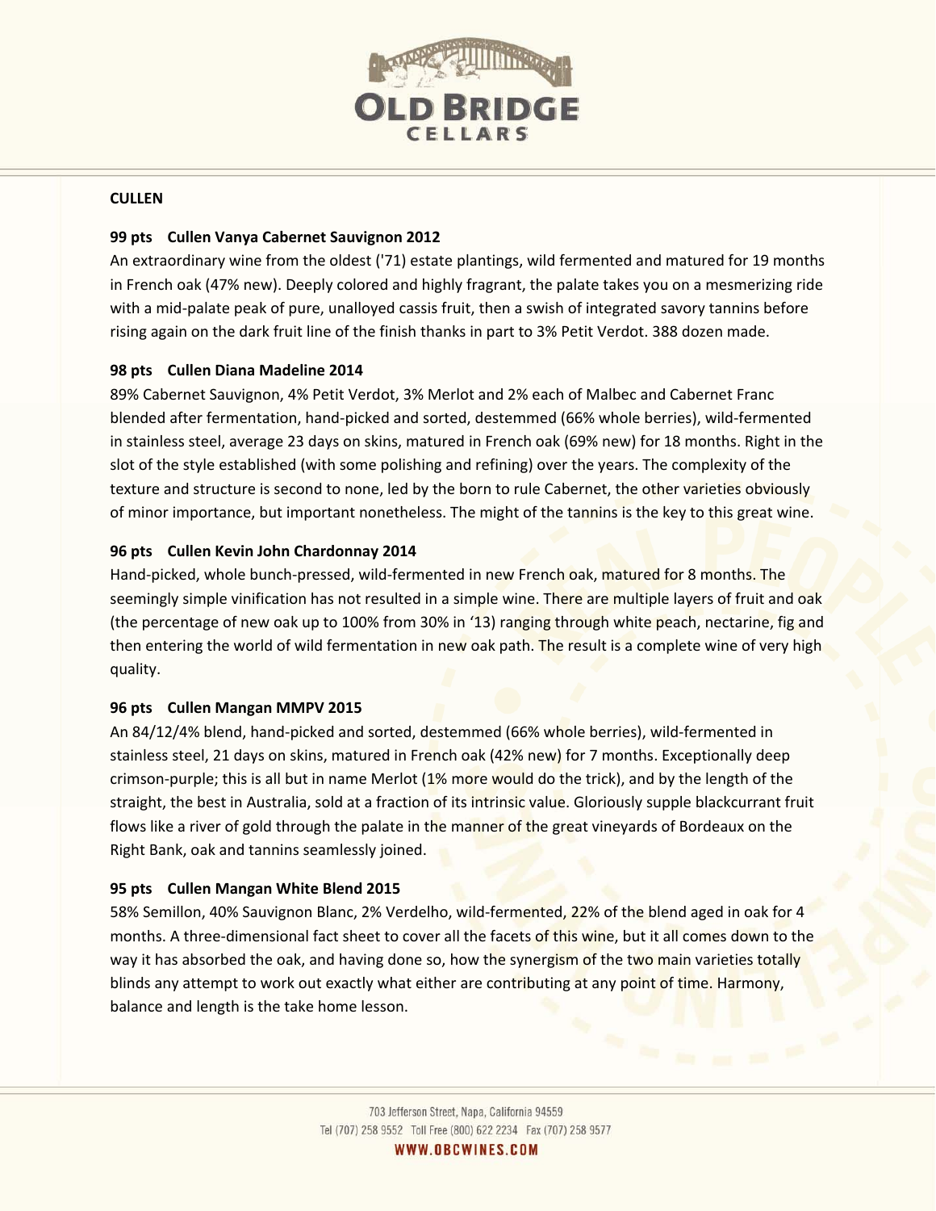## CULLEN

**99 pts Cullen Vanya Cabernet Sauvignon 2012**

An extraordinary wine from the oldest ('71) estate plantings, wild fermented and matured for 19 months in French oak (47% new). Deeply colored and highly fragrant, the palate takes you on a mesmerizing ride with a mid-palate peak of pure, unalloyed cassis fruit, then a swish of integrated savory tannins before rising again on the dark fruit line of the finish thanks in part to 3% Petit Verdot. 388 dozen made.

**98 pts Cullen Diana Madeline 2014**

89% Cabernet Sauvignon, 4% Petit Verdot, 3% Merlot and 2% each of Malbec and Cabernet Franc blended after fermentation, hand-picked and sorted, destemmed (66% whole berries), wild-fermented in stainless steel, average 23 days on skins, matured in French oak (69% new) for 18 months. Right in the slot of the style established (with some polishing and refining) over the years. The complexity of the texture and structure is second to none, led by the born to rule Cabernet, the other varieties obviously of minor importance, but important nonetheless. The might of the tannins is the key to this great wine.

**96 pts Cullen Kevin John Chardonnay 2014**

Hand-picked, whole bunch-pressed, wild-fermented in new French oak, matured for 8 months. The seemingly simple vinification has not resulted in a simple wine. There are multiple layers of fruit and oak (the percentage of new oak up to 100% from 30% in '13) ranging through white peach, nectarine, fig and then entering the world of wild fermentation in new oak path. The result is a complete wine of very high quality.

**96 pts Cullen Mangan MMPV 2015**

An 84/12/4% blend, hand-picked and sorted, destemmed (66% whole berries), wild-fermented in stainless steel, 21 days on skins, matured in French oak (42% new) for 7 months. Exceptionally deep crimson-purple; this is all but in name Merlot (1% more would do the trick), and by the length of the straight, the best in Australia, sold at a fraction of its intrinsic value. Gloriously supple blackcurrant fruit flows like a river of gold through the palate in the manner of the great vineyards of Bordeaux on the Right Bank, oak and tannins seamlessly joined.

**95 pts Cullen Mangan White Blend 2015**

58% Semillon, 40% Sauvignon Blanc, 2% Verdelho, wild-fermented, 22% of the blend aged in oak for 4 months. A three-dimensional fact sheet to cover all the facets of this wine, but it all comes down to the way it has absorbed the oak, and having done so, how the synergism of the two main varieties totally blinds any attempt to work out exactly what either are contributing at any point of time. Harmony, balance and length is the take home lesson.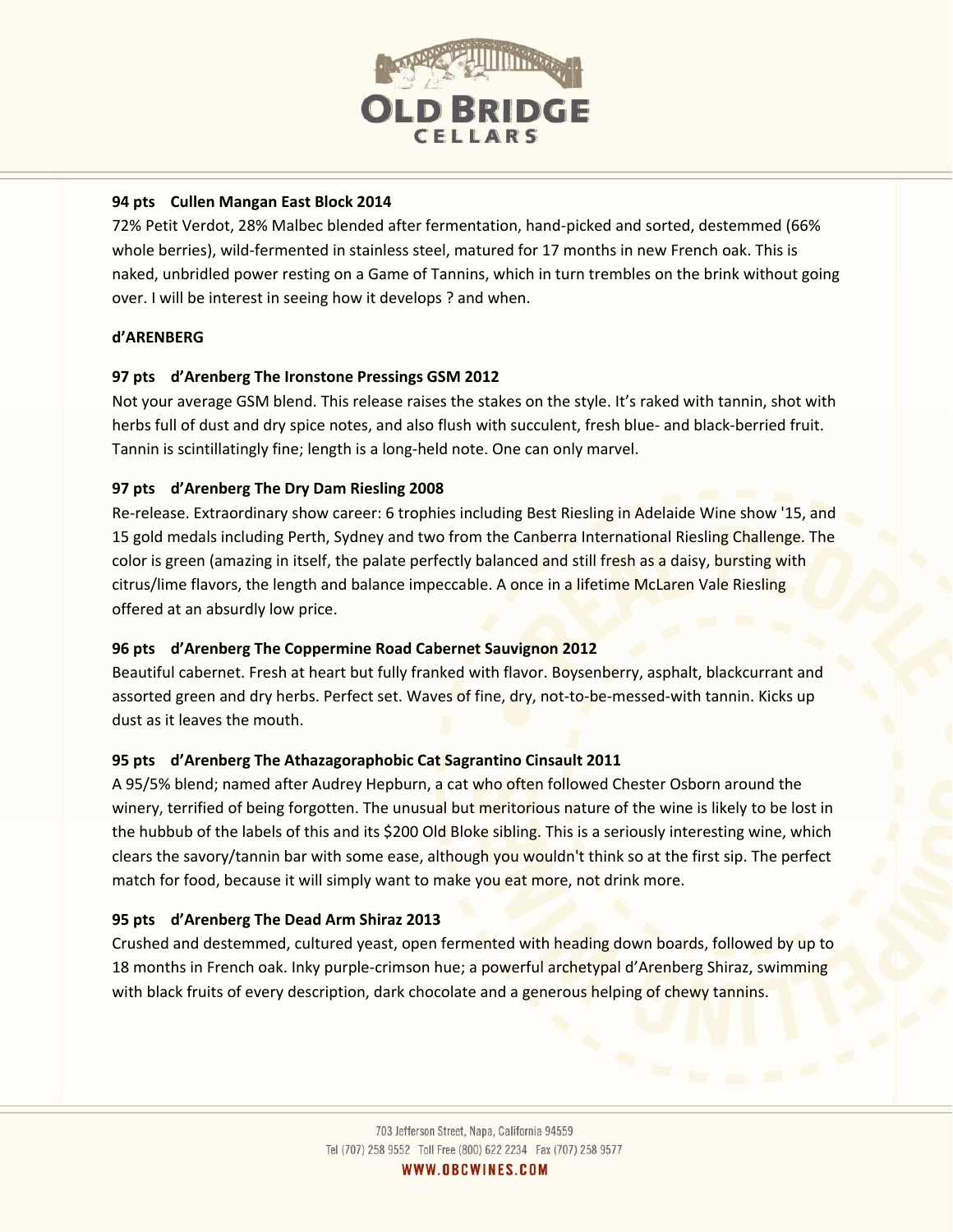**94 pts Cullen Mangan East Block 2014**

72% Petit Verdot, 28% Malbec blended after fermentation, hand-picked and sorted, destemmed (66% whole berries), wild-fermented in stainless steel, matured for 17 months in new French oak. This is naked, unbridled power resting on a Game of Tannins, which in turn trembles on the brink without going over. I will be interest in seeing how it develops ? and when.

**d'ARENBERG**

**97 pts d'Arenberg The Ironstone Pressings GSM 2012**

Not your average GSM blend. This release raises the stakes on the style. It's raked with tannin, shot with herbs full of dust and dry spice notes, and also flush with succulent, fresh blue- and black-berried fruit. Tannin is scintillatingly fine; length is a long-held note. One can only marvel.

**97 pts d'Arenberg The Dry Dam Riesling 2008**

Re-release. Extraordinary show career: 6 trophies including Best Riesling in Adelaide Wine show '15, and 15 gold medals including Perth, Sydney and two from the Canberra International Riesling Challenge. The color is green (amazing in itself, the palate perfectly balanced and still fresh as a daisy, bursting with citrus/lime flavors, the length and balance impeccable. A once in a lifetime McLaren Vale Riesling offered at an absurdly low price.

**96 pts d'Arenberg The Coppermine Road Cabernet Sauvignon 2012**

Beautiful cabernet. Fresh at heart but fully franked with flavor. Boysenberry, asphalt, blackcurrant and assorted green and dry herbs. Perfect set. Waves of fine, dry, not-to-be-messed-with tannin. Kicks up dust as it leaves the mouth.

**95 pts d'Arenberg The Athazagoraphobic Cat Sagrantino Cinsault 2011**

A 95/5% blend; named after Audrey Hepburn, a cat who often followed Chester Osborn around the winery, terrified of being forgotten. The unusual but meritorious nature of the wine is likely to be lost in the hubbub of the labels of this and its $200 Old Bloke sibling. This is a seriously interesting wine, which clears the savory/tannin bar with some ease, although you wouldn't think so at the first sip. The perfect match for food, because it will simply want to make you eat more, not drink more.

**95 pts d'Arenberg The Dead Arm Shiraz 2013**

Crushed and destemmed, cultured yeast, open fermented with heading down boards, followed by up to 18 months in French oak. Inky purple-crimson hue; a powerful archetypal d'Arenberg Shiraz, swimming with black fruits of every description, dark chocolate and a generous helping of chewy tannins.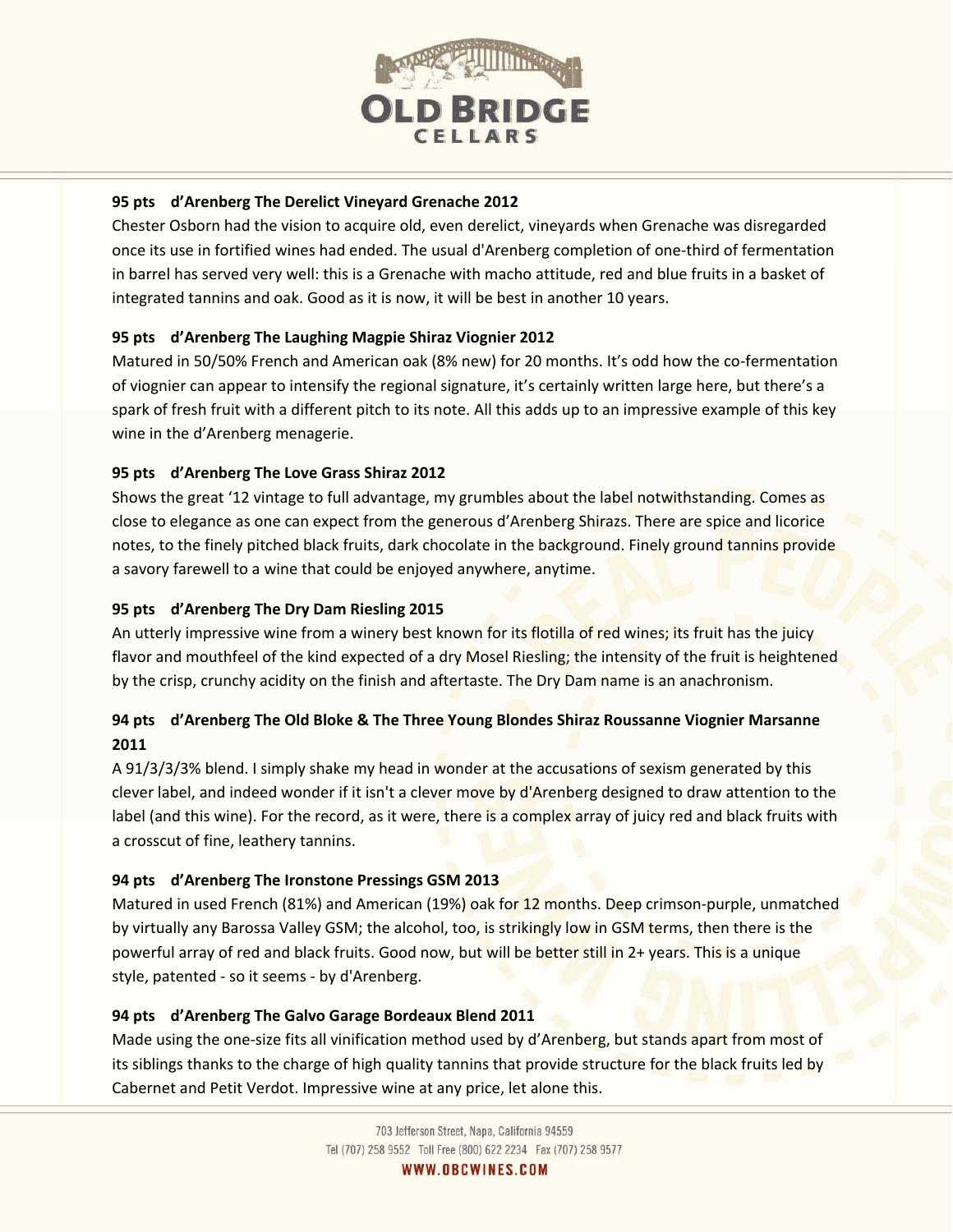**95 pts d'Arenberg The Derelict Vineyard Grenache 2012**

Chester Osborn had the vision to acquire old, even derelict, vineyards when Grenache was disregarded once its use in fortified wines had ended. The usual d'Arenberg completion of one-third of fermentation in barrel has served very well: this is a Grenache with macho attitude, red and blue fruits in a basket of integrated tannins and oak. Good as it is now, it will be best in another 10 years.

**95 pts d'Arenberg The Laughing Magpie Shiraz Viognier 2012**

Matured in 50/50% French and American oak (8% new) for 20 months. It's odd how the co-fermentation of viognier can appear to intensify the regional signature, it's certainly written large here, but there's a spark of fresh fruit with a different pitch to its note. All this adds up to an impressive example of this key wine in the d'Arenberg menagerie.

**95 pts d'Arenberg The Love Grass Shiraz 2012**

Shows the great '12 vintage to full advantage, my grumbles about the label notwithstanding. Comes as close to elegance as one can expect from the generous d'Arenberg Shirazs. There are spice and licorice notes, to the finely pitched black fruits, dark chocolate in the background. Finely ground tannins provide a savory farewell to a wine that could be enjoyed anywhere, anytime.

**95 pts d'Arenberg The Dry Dam Riesling 2015**

An utterly impressive wine from a winery best known for its flotilla of red wines; its fruit has the juicy flavor and mouthfeel of the kind expected of a dry Mosel Riesling; the intensity of the fruit is heightened by the crisp, crunchy acidity on the finish and aftertaste. The Dry Dam name is an anachronism.

**94 pts d'Arenberg The Old Bloke & The Three Young Blondes Shiraz Roussanne Viognier Marsanne 2011**

A 91/3/3/3% blend. I simply shake my head in wonder at the accusations of sexism generated by this clever label, and indeed wonder if it isn't a clever move by d'Arenberg designed to draw attention to the label (and this wine). For the record, as it were, there is a complex array of juicy red and black fruits with a crosscut of fine, leathery tannins.

**94 pts d'Arenberg The Ironstone Pressings GSM 2013**

Matured in used French (81%) and American (19%) oak for 12 months. Deep crimson-purple, unmatched by virtually any Barossa Valley GSM; the alcohol, too, is strikingly low in GSM terms, then there is the powerful array of red and black fruits. Good now, but will be better still in 2+ years. This is a unique style, patented - so it seems - by d'Arenberg.

**94 pts d'Arenberg The Galvo Garage Bordeaux Blend 2011**

Made using the one-size fits all vinification method used by d'Arenberg, but stands apart from most of its siblings thanks to the charge of high quality tannins that provide structure for the black fruits led by Cabernet and Petit Verdot. Impressive wine at any price, let alone this.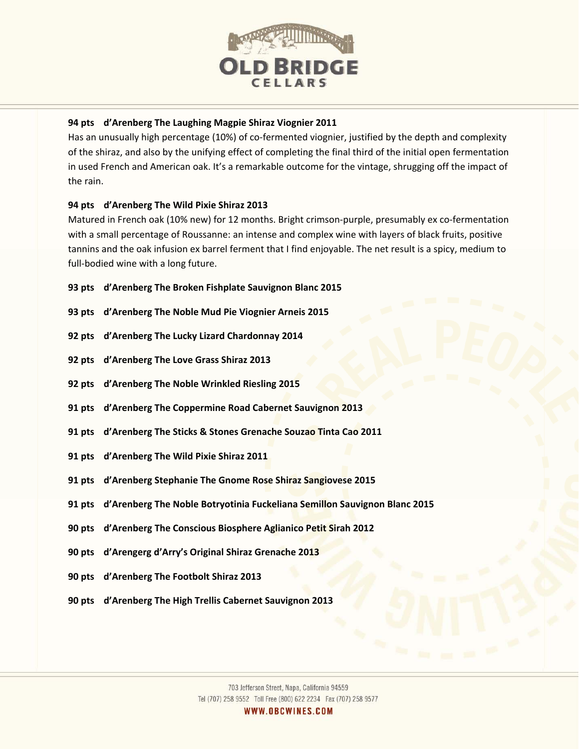**94 pts d'Arenberg The Laughing Magpie Shiraz Viognier 2011**

Has an unusually high percentage (10%) of co-fermented viognier, justified by the depth and complexity of the shiraz, and also by the unifying effect of completing the final third of the initial open fermentation in used French and American oak. It's a remarkable outcome for the vintage, shrugging off the impact of the rain.

**94 pts d'Arenberg The Wild Pixie Shiraz 2013**

Matured in French oak (10% new) for 12 months. Bright crimson-purple, presumably ex co-fermentation with a small percentage of Roussanne: an intense and complex wine with layers of black fruits, positive tannins and the oak infusion ex barrel ferment that I find enjoyable. The net result is a spicy, medium to full-bodied wine with a long future.

**93 pts d'Arenberg The Broken Fishplate Sauvignon Blanc 2015**

**93 pts d'Arenberg The Noble Mud Pie Viognier Arneis 2015**

**92 pts d'Arenberg The Lucky Lizard Chardonnay 2014**

**92 pts d'Arenberg The Love Grass Shiraz 2013**

**92 pts d'Arenberg The Noble Wrinkled Riesling 2015**

**91 pts d'Arenberg The Coppermine Road Cabernet Sauvignon 2013**

**91 pts d'Arenberg The Sticks & Stones Grenache Souzao Tinta Cao 2011**

**91 pts d'Arenberg The Wild Pixie Shiraz 2011**

**91 pts d'Arenberg Stephanie The Gnome Rose Shiraz Sangiovese 2015**

**91 pts d'Arenberg The Noble Botryotinia Fuckeliana Semillon Sauvignon Blanc 2015**

**90 pts d'Arenberg The Conscious Biosphere Aglianico Petit Sirah 2012**

**90 pts d'Arengerg d'Arry's Original Shiraz Grenache 2013**

**90 pts d'Arenberg The Footbolt Shiraz 2013**

**90 pts d'Arenberg The High Trellis Cabernet Sauvignon 2013**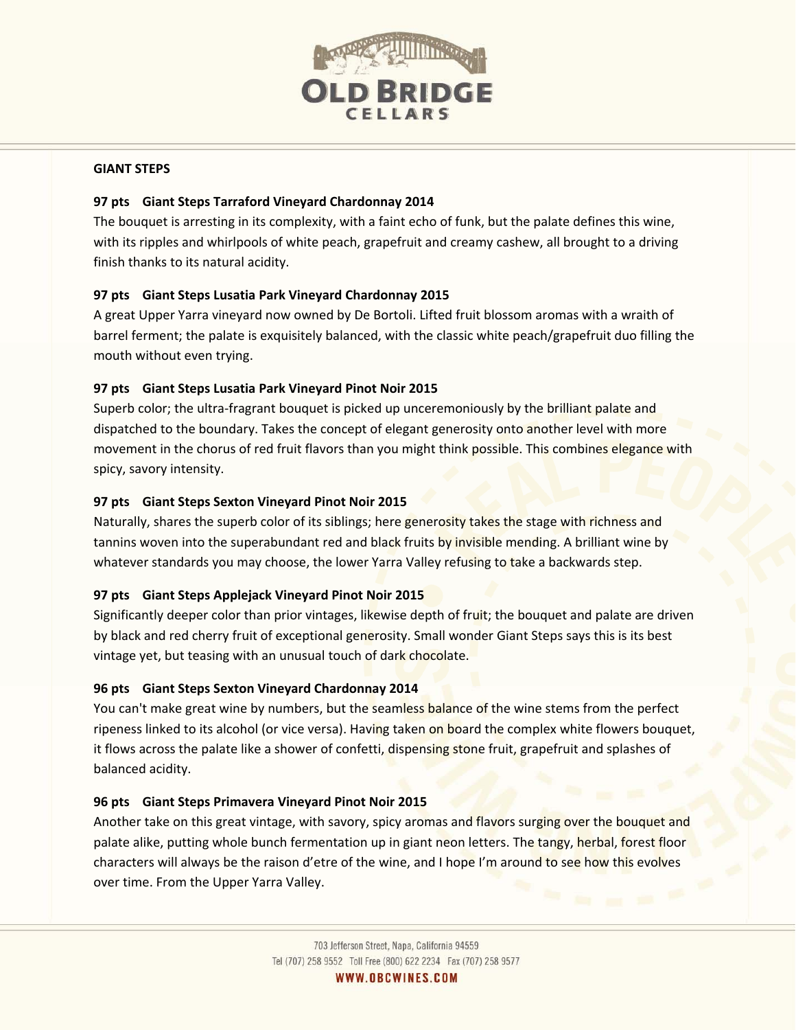## GIANT STEPS

### 97 pts Giant Steps Tarraford Vineyard Chardonnay 2014

The bouquet is arresting in its complexity, with a faint echo of funk, but the palate defines this wine, with its ripples and whirlpools of white peach, grapefruit and creamy cashew, all brought to a driving finish thanks to its natural acidity.

### 97 pts Giant Steps Lusatia Park Vineyard Chardonnay 2015

A great Upper Yarra vineyard now owned by De Bortoli. Lifted fruit blossom aromas with a wraith of barrel ferment; the palate is exquisitely balanced, with the classic white peach/grapefruit duo filling the mouth without even trying.

### 97 pts Giant Steps Lusatia Park Vineyard Pinot Noir 2015

Superb color; the ultra-fragrant bouquet is picked up unceremoniously by the brilliant palate and dispatched to the boundary. Takes the concept of elegant generosity onto another level with more movement in the chorus of red fruit flavors than you might think possible. This combines elegance with spicy, savory intensity.

### 97 pts Giant Steps Sexton Vineyard Pinot Noir 2015

Naturally, shares the superb color of its siblings; here generosity takes the stage with richness and tannins woven into the superabundant red and black fruits by invisible mending. A brilliant wine by whatever standards you may choose, the lower Yarra Valley refusing to take a backwards step.

### 97 pts Giant Steps Applejack Vineyard Pinot Noir 2015

Significantly deeper color than prior vintages, likewise depth of fruit; the bouquet and palate are driven by black and red cherry fruit of exceptional generosity. Small wonder Giant Steps says this is its best vintage yet, but teasing with an unusual touch of dark chocolate.

### 96 pts Giant Steps Sexton Vineyard Chardonnay 2014

You can't make great wine by numbers, but the seamless balance of the wine stems from the perfect ripeness linked to its alcohol (or vice versa). Having taken on board the complex white flowers bouquet, it flows across the palate like a shower of confetti, dispensing stone fruit, grapefruit and splashes of balanced acidity.

### 96 pts Giant Steps Primavera Vineyard Pinot Noir 2015

Another take on this great vintage, with savory, spicy aromas and flavors surging over the bouquet and palate alike, putting whole bunch fermentation up in giant neon letters. The tangy, herbal, forest floor characters will always be the raison d'etre of the wine, and I hope I'm around to see how this evolves over time. From the Upper Yarra Valley.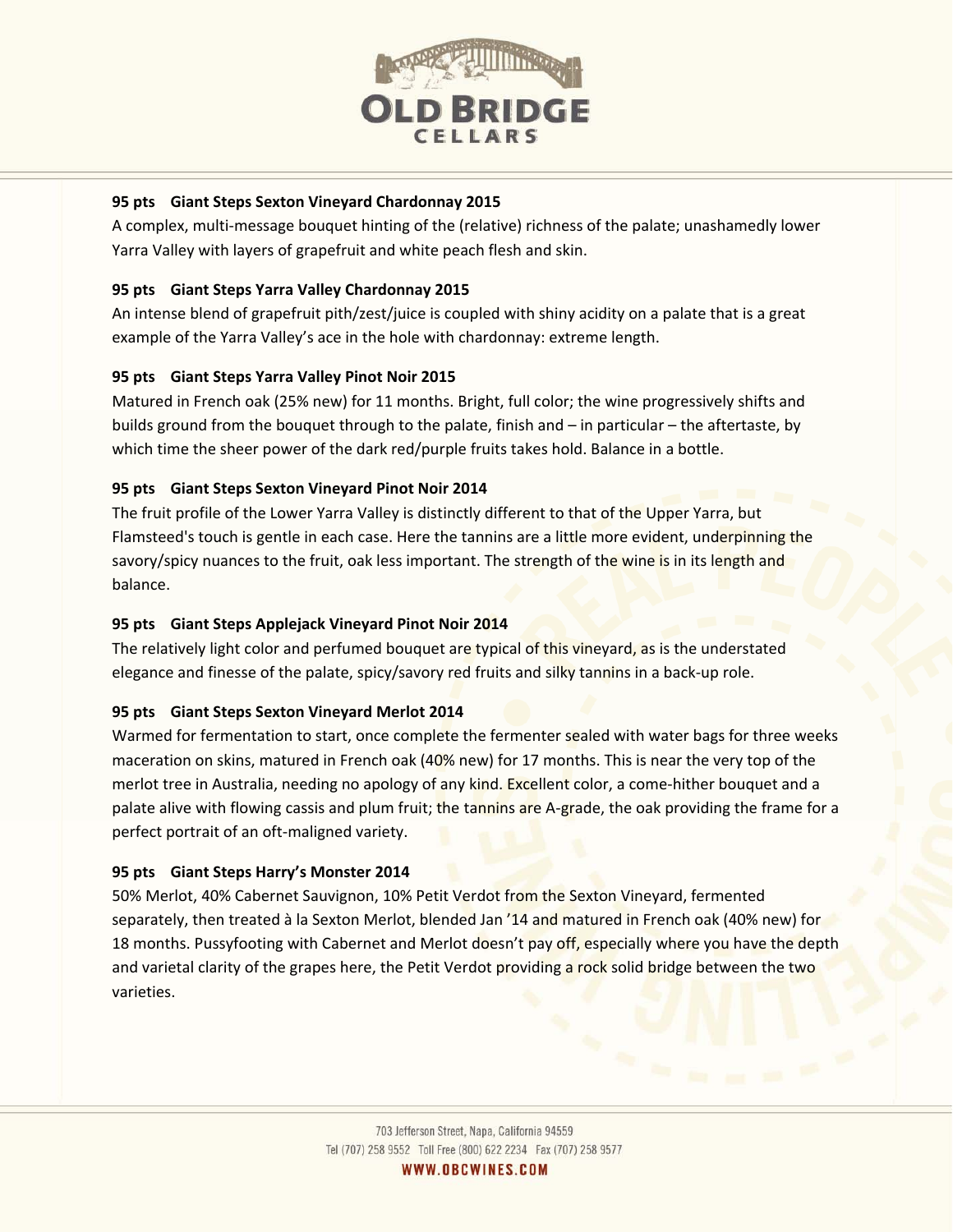**95 pts Giant Steps Sexton Vineyard Chardonnay 2015**

A complex, multi-message bouquet hinting of the (relative) richness of the palate; unashamedly lower Yarra Valley with layers of grapefruit and white peach flesh and skin.

**95 pts Giant Steps Yarra Valley Chardonnay 2015**

An intense blend of grapefruit pith/zest/juice is coupled with shiny acidity on a palate that is a great example of the Yarra Valley's ace in the hole with chardonnay: extreme length.

**95 pts Giant Steps Yarra Valley Pinot Noir 2015**

Matured in French oak (25% new) for 11 months. Bright, full color; the wine progressively shifts and builds ground from the bouquet through to the palate, finish and – in particular – the aftertaste, by which time the sheer power of the dark red/purple fruits takes hold. Balance in a bottle.

**95 pts Giant Steps Sexton Vineyard Pinot Noir 2014**

The fruit profile of the Lower Yarra Valley is distinctly different to that of the Upper Yarra, but Flamsteed's touch is gentle in each case. Here the tannins are a little more evident, underpinning the savory/spicy nuances to the fruit, oak less important. The strength of the wine is in its length and balance.

**95 pts Giant Steps Applejack Vineyard Pinot Noir 2014**

The relatively light color and perfumed bouquet are typical of this vineyard, as is the understated elegance and finesse of the palate, spicy/savory red fruits and silky tannins in a back-up role.

**95 pts Giant Steps Sexton Vineyard Merlot 2014**

Warmed for fermentation to start, once complete the fermenter sealed with water bags for three weeks maceration on skins, matured in French oak (40% new) for 17 months. This is near the very top of the merlot tree in Australia, needing no apology of any kind. Excellent color, a come-hither bouquet and a palate alive with flowing cassis and plum fruit; the tannins are A-grade, the oak providing the frame for a perfect portrait of an oft-maligned variety.

**95 pts Giant Steps Harry's Monster 2014**

50% Merlot, 40% Cabernet Sauvignon, 10% Petit Verdot from the Sexton Vineyard, fermented separately, then treated à la Sexton Merlot, blended Jan '14 and matured in French oak (40% new) for 18 months. Pussyfooting with Cabernet and Merlot doesn't pay off, especially where you have the depth and varietal clarity of the grapes here, the Petit Verdot providing a rock solid bridge between the two varieties.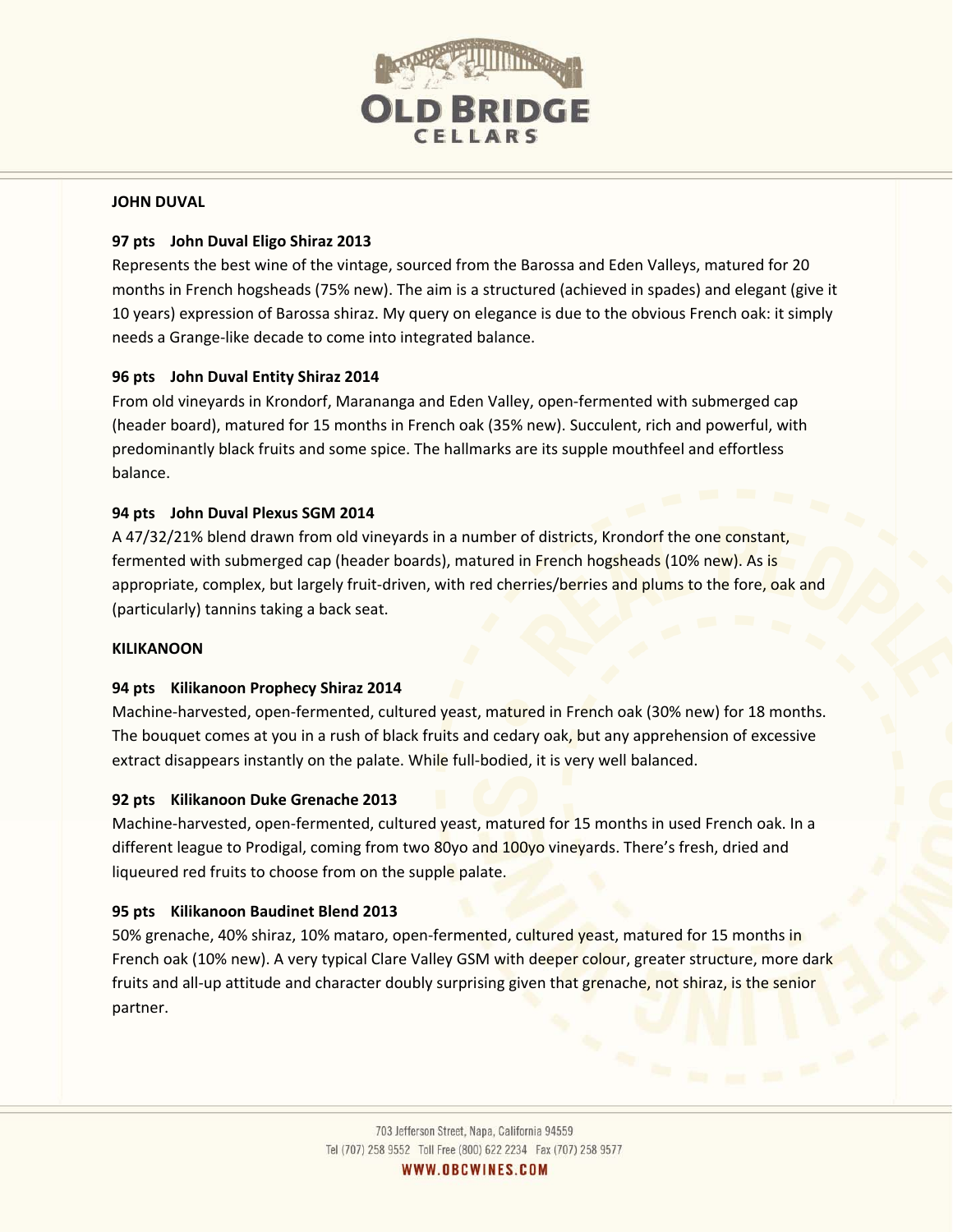## JOHN DUVAL

### 97 pts John Duval Eligo Shiraz 2013

Represents the best wine of the vintage, sourced from the Barossa and Eden Valleys, matured for 20 months in French hogsheads (75% new). The aim is a structured (achieved in spades) and elegant (give it 10 years) expression of Barossa shiraz. My query on elegance is due to the obvious French oak: it simply needs a Grange-like decade to come into integrated balance.

### 96 pts John Duval Entity Shiraz 2014

From old vineyards in Krondorf, Marananga and Eden Valley, open-fermented with submerged cap (header board), matured for 15 months in French oak (35% new). Succulent, rich and powerful, with predominantly black fruits and some spice. The hallmarks are its supple mouthfeel and effortless balance.

### 94 pts John Duval Plexus SGM 2014

A 47/32/21% blend drawn from old vineyards in a number of districts, Krondorf the one constant, fermented with submerged cap (header boards), matured in French hogsheads (10% new). As is appropriate, complex, but largely fruit-driven, with red cherries/berries and plums to the fore, oak and (particularly) tannins taking a back seat.

## KILIKANOON

### 94 pts Kilikanoon Prophecy Shiraz 2014

Machine-harvested, open-fermented, cultured yeast, matured in French oak (30% new) for 18 months. The bouquet comes at you in a rush of black fruits and cedary oak, but any apprehension of excessive extract disappears instantly on the palate. While full-bodied, it is very well balanced.

### 92 pts Kilikanoon Duke Grenache 2013

Machine-harvested, open-fermented, cultured yeast, matured for 15 months in used French oak. In a different league to Prodigal, coming from two 80yo and 100yo vineyards. There's fresh, dried and liqueured red fruits to choose from on the supple palate.

### 95 pts Kilikanoon Baudinet Blend 2013

50% grenache, 40% shiraz, 10% mataro, open-fermented, cultured yeast, matured for 15 months in French oak (10% new). A very typical Clare Valley GSM with deeper colour, greater structure, more dark fruits and all-up attitude and character doubly surprising given that grenache, not shiraz, is the senior partner.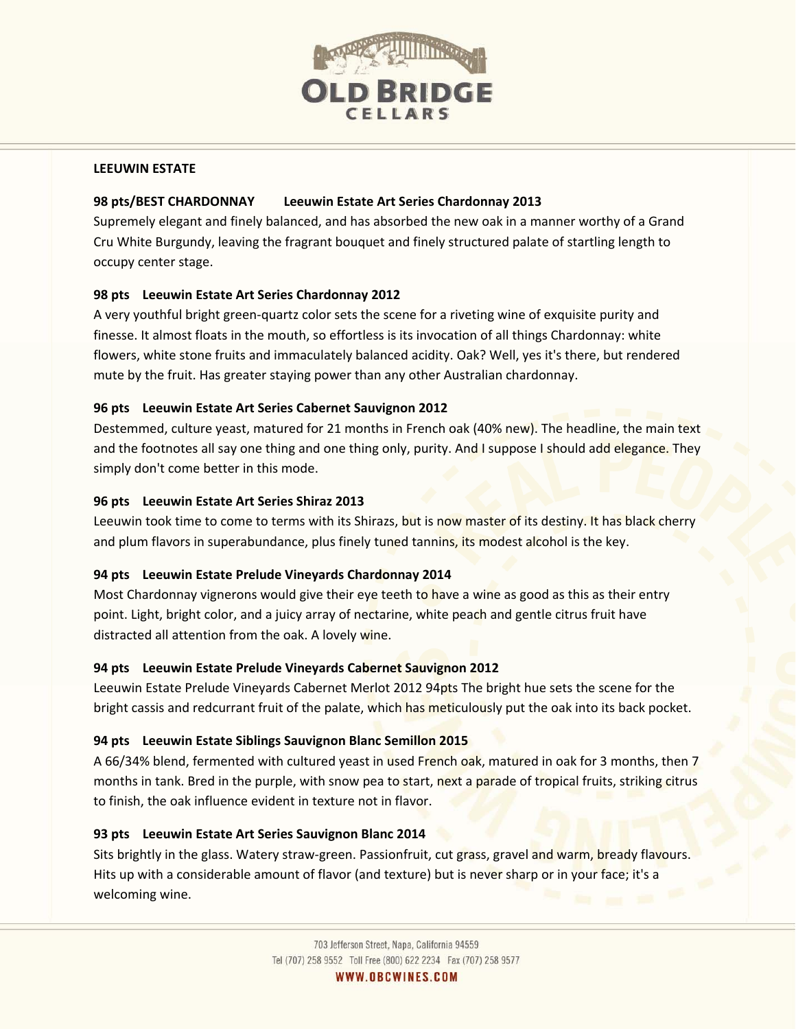## LEEUWIN ESTATE

**98 pts/BEST CHARDONNAY    Leeuwin Estate Art Series Chardonnay 2013**

Supremely elegant and finely balanced, and has absorbed the new oak in a manner worthy of a Grand Cru White Burgundy, leaving the fragrant bouquet and finely structured palate of startling length to occupy center stage.

**98 pts    Leeuwin Estate Art Series Chardonnay 2012**

A very youthful bright green-quartz color sets the scene for a riveting wine of exquisite purity and finesse. It almost floats in the mouth, so effortless is its invocation of all things Chardonnay: white flowers, white stone fruits and immaculately balanced acidity. Oak? Well, yes it's there, but rendered mute by the fruit. Has greater staying power than any other Australian chardonnay.

**96 pts    Leeuwin Estate Art Series Cabernet Sauvignon 2012**

Destemmed, culture yeast, matured for 21 months in French oak (40% new). The headline, the main text and the footnotes all say one thing and one thing only, purity. And I suppose I should add elegance. They simply don't come better in this mode.

**96 pts    Leeuwin Estate Art Series Shiraz 2013**

Leeuwin took time to come to terms with its Shirazs, but is now master of its destiny. It has black cherry and plum flavors in superabundance, plus finely tuned tannins, its modest alcohol is the key.

**94 pts    Leeuwin Estate Prelude Vineyards Chardonnay 2014**

Most Chardonnay vignerons would give their eye teeth to have a wine as good as this as their entry point. Light, bright color, and a juicy array of nectarine, white peach and gentle citrus fruit have distracted all attention from the oak. A lovely wine.

**94 pts    Leeuwin Estate Prelude Vineyards Cabernet Sauvignon 2012**

Leeuwin Estate Prelude Vineyards Cabernet Merlot 2012 94pts The bright hue sets the scene for the bright cassis and redcurrant fruit of the palate, which has meticulously put the oak into its back pocket.

**94 pts    Leeuwin Estate Siblings Sauvignon Blanc Semillon 2015**

A 66/34% blend, fermented with cultured yeast in used French oak, matured in oak for 3 months, then 7 months in tank. Bred in the purple, with snow pea to start, next a parade of tropical fruits, striking citrus to finish, the oak influence evident in texture not in flavor.

**93 pts    Leeuwin Estate Art Series Sauvignon Blanc 2014**

Sits brightly in the glass. Watery straw-green. Passionfruit, cut grass, gravel and warm, bready flavours. Hits up with a considerable amount of flavor (and texture) but is never sharp or in your face; it's a welcoming wine.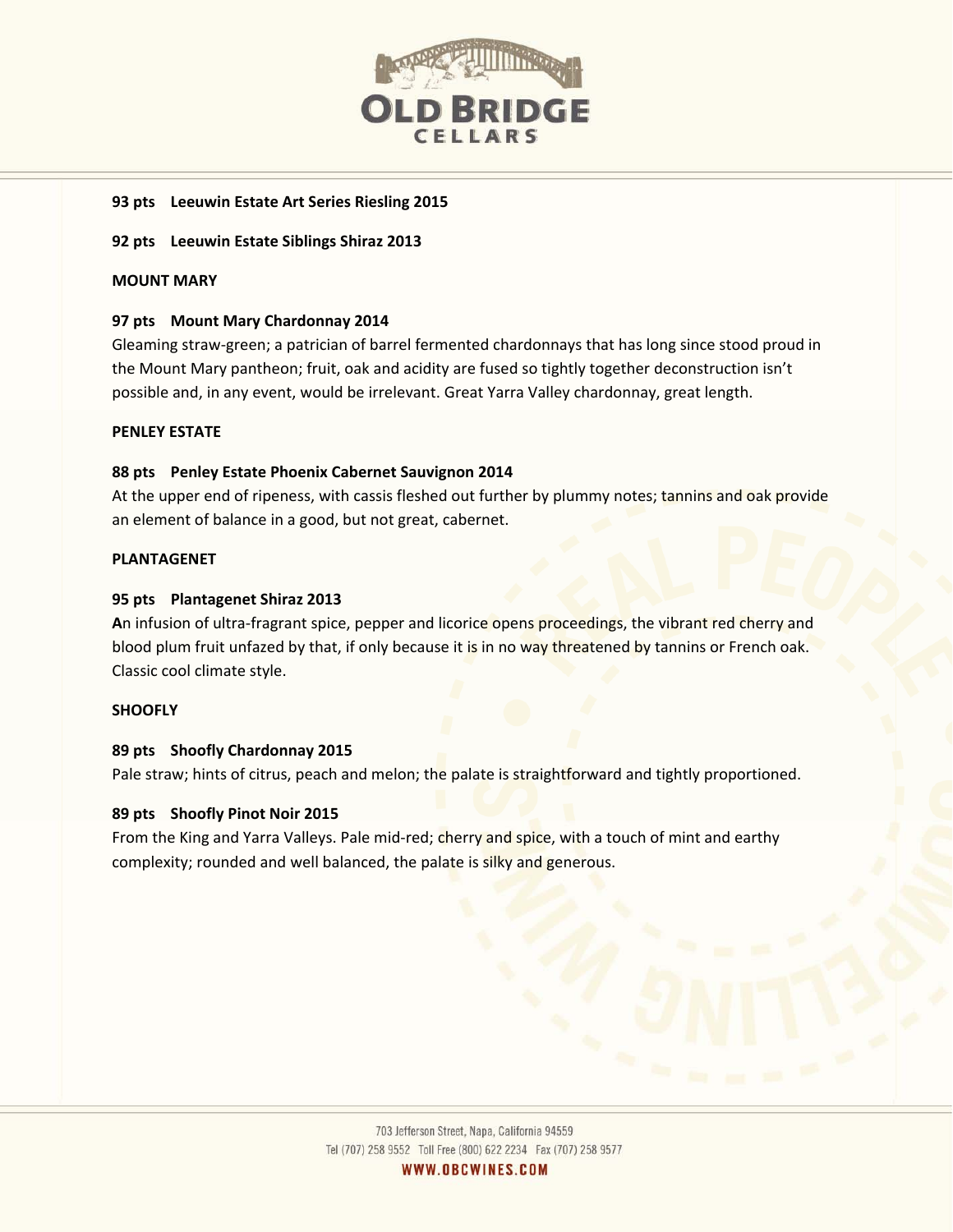**93 pts Leeuwin Estate Art Series Riesling 2015**

**92 pts Leeuwin Estate Siblings Shiraz 2013**

**MOUNT MARY**

**97 pts Mount Mary Chardonnay 2014**

Gleaming straw-green; a patrician of barrel fermented chardonnays that has long since stood proud in the Mount Mary pantheon; fruit, oak and acidity are fused so tightly together deconstruction isn't possible and, in any event, would be irrelevant. Great Yarra Valley chardonnay, great length.

**PENLEY ESTATE**

**88 pts Penley Estate Phoenix Cabernet Sauvignon 2014**

At the upper end of ripeness, with cassis fleshed out further by plummy notes; tannins and oak provide an element of balance in a good, but not great, cabernet.

**PLANTAGENET**

**95 pts Plantagenet Shiraz 2013**

**A**n infusion of ultra-fragrant spice, pepper and licorice opens proceedings, the vibrant red cherry and blood plum fruit unfazed by that, if only because it is in no way threatened by tannins or French oak. Classic cool climate style.

**SHOOFLY**

**89 pts Shoofly Chardonnay 2015**

Pale straw; hints of citrus, peach and melon; the palate is straightforward and tightly proportioned.

**89 pts Shoofly Pinot Noir 2015**

From the King and Yarra Valleys. Pale mid-red; cherry and spice, with a touch of mint and earthy complexity; rounded and well balanced, the palate is silky and generous.